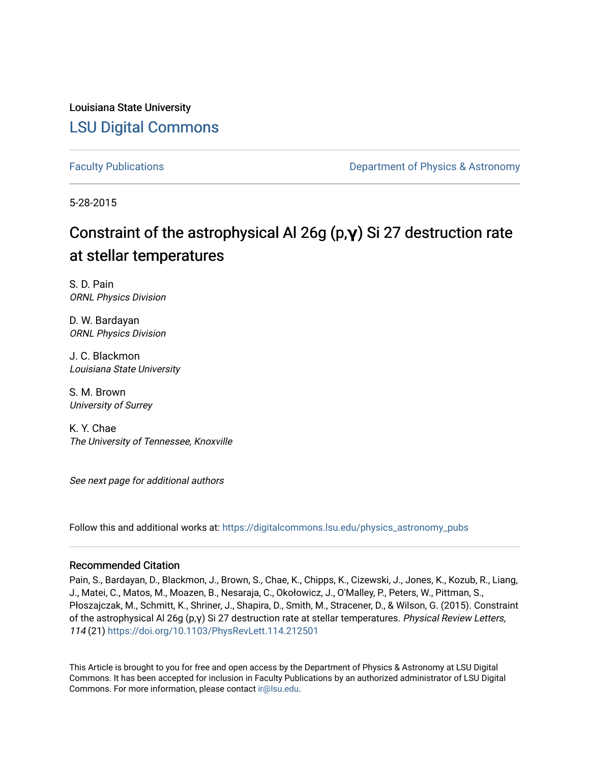Louisiana State University

# LSU Digital Commons

Faculty Publications | Department of Physics & Astronomy

5-28-2015

## Constraint of the astrophysical Al 26g (p,γ) Si 27 destruction rate at stellar temperatures

S. D. Pain
*ORNL Physics Division*

D. W. Bardayan
*ORNL Physics Division*

J. C. Blackmon
*Louisiana State University*

S. M. Brown
*University of Surrey*

K. Y. Chae
*The University of Tennessee, Knoxville*

*See next page for additional authors*

Follow this and additional works at: https://digitalcommons.lsu.edu/physics_astronomy_pubs

### Recommended Citation

Pain, S., Bardayan, D., Blackmon, J., Brown, S., Chae, K., Chipps, K., Cizewski, J., Jones, K., Kozub, R., Liang, J., Matei, C., Matos, M., Moazen, B., Nesaraja, C., Okołowicz, J., O'Malley, P., Peters, W., Pittman, S., Płoszajczak, M., Schmitt, K., Shriner, J., Shapira, D., Smith, M., Stracener, D., & Wilson, G. (2015). Constraint of the astrophysical Al 26g (p,γ) Si 27 destruction rate at stellar temperatures. *Physical Review Letters, 114* (21) https://doi.org/10.1103/PhysRevLett.114.212501

This Article is brought to you for free and open access by the Department of Physics & Astronomy at LSU Digital Commons. It has been accepted for inclusion in Faculty Publications by an authorized administrator of LSU Digital Commons. For more information, please contact ir@lsu.edu.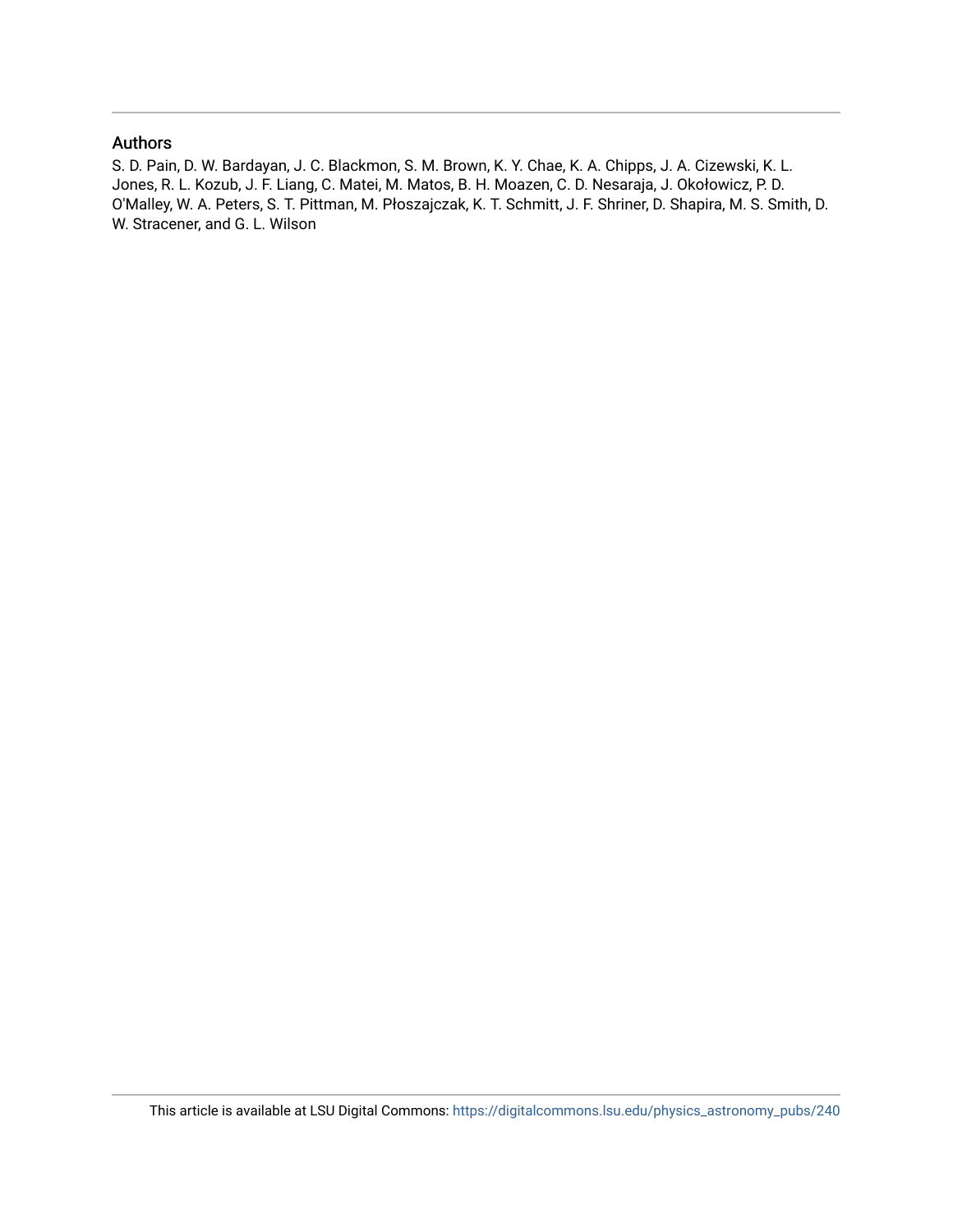## Authors

S. D. Pain, D. W. Bardayan, J. C. Blackmon, S. M. Brown, K. Y. Chae, K. A. Chipps, J. A. Cizewski, K. L. Jones, R. L. Kozub, J. F. Liang, C. Matei, M. Matos, B. H. Moazen, C. D. Nesaraja, J. Okołowicz, P. D. O'Malley, W. A. Peters, S. T. Pittman, M. Płoszajczak, K. T. Schmitt, J. F. Shriner, D. Shapira, M. S. Smith, D. W. Stracener, and G. L. Wilson

This article is available at LSU Digital Commons: https://digitalcommons.lsu.edu/physics_astronomy_pubs/240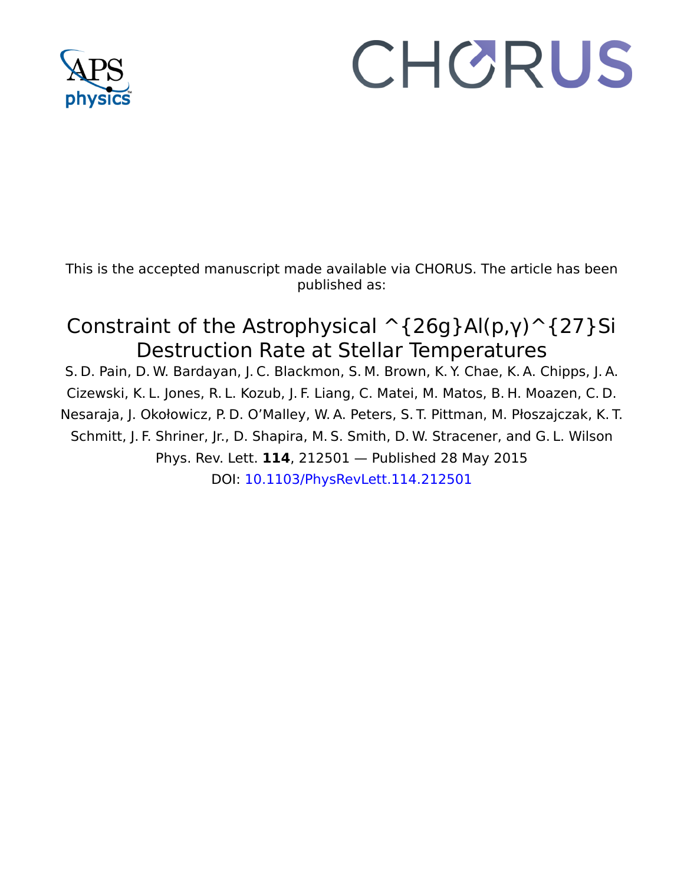This is the accepted manuscript made available via CHORUS. The article has been published as:

# Constraint of the Astrophysical ^{26g}Al(p,γ)^{27}Si Destruction Rate at Stellar Temperatures

S. D. Pain, D. W. Bardayan, J. C. Blackmon, S. M. Brown, K. Y. Chae, K. A. Chipps, J. A. Cizewski, K. L. Jones, R. L. Kozub, J. F. Liang, C. Matei, M. Matos, B. H. Moazen, C. D. Nesaraja, J. Okołowicz, P. D. O'Malley, W. A. Peters, S. T. Pittman, M. Płoszajczak, K. T. Schmitt, J. F. Shriner, Jr., D. Shapira, M. S. Smith, D. W. Stracener, and G. L. Wilson

Phys. Rev. Lett. **114**, 212501 — Published 28 May 2015

DOI: 10.1103/PhysRevLett.114.212501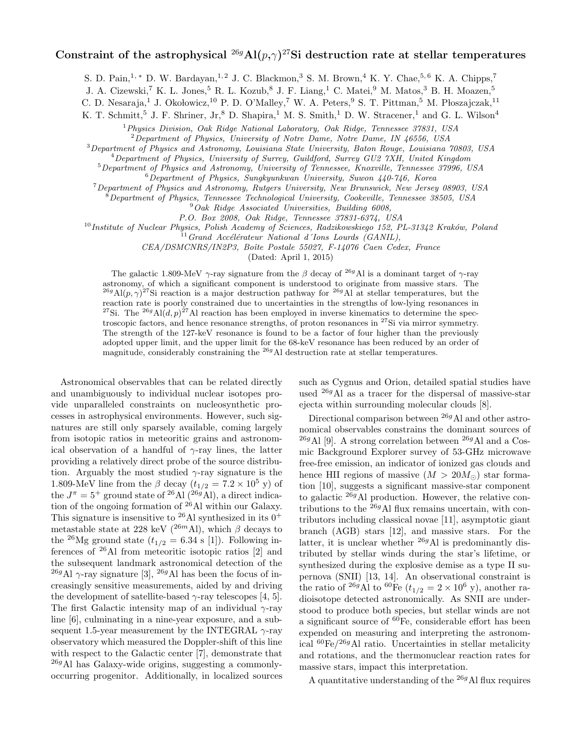# Constraint of the astrophysical $^{26g}$Al$(p,\gamma)^{27}$Si destruction rate at stellar temperatures

S. D. Pain,[1,*] D. W. Bardayan,[1,2] J. C. Blackmon,[3] S. M. Brown,[4] K. Y. Chae,[5,6] K. A. Chipps,[7] J. A. Cizewski,[7] K. L. Jones,[5] R. L. Kozub,[8] J. F. Liang,[1] C. Matei,[9] M. Matos,[3] B. H. Moazen,[5] C. D. Nesaraja,[1] J. Okołowicz,[10] P. D. O'Malley,[7] W. A. Peters,[9] S. T. Pittman,[5] M. Płoszajczak,[11] K. T. Schmitt,[5] J. F. Shriner, Jr,[8] D. Shapira,[1] M. S. Smith,[1] D. W. Stracener,[1] and G. L. Wilson[4]

[1] *Physics Division, Oak Ridge National Laboratory, Oak Ridge, Tennessee 37831, USA*
[2] *Department of Physics, University of Notre Dame, Notre Dame, IN 46556, USA*
[3] *Department of Physics and Astronomy, Louisiana State University, Baton Rouge, Louisiana 70803, USA*
[4] *Department of Physics, University of Surrey, Guildford, Surrey GU2 7XH, United Kingdom*
[5] *Department of Physics and Astronomy, University of Tennessee, Knoxville, Tennessee 37996, USA*
[6] *Department of Physics, Sungkyunkwan University, Suwon 440-746, Korea*
[7] *Department of Physics and Astronomy, Rutgers University, New Brunswick, New Jersey 08903, USA*
[8] *Department of Physics, Tennessee Technological University, Cookeville, Tennessee 38505, USA*
[9] *Oak Ridge Associated Universities, Building 6008, P.O. Box 2008, Oak Ridge, Tennessee 37831-6374, USA*
[10] *Institute of Nuclear Physics, Polish Academy of Sciences, Radzikowskiego 152, PL-31342 Kraków, Poland*
[11] *Grand Accélérateur National d´Ions Lourds (GANIL), CEA/DSMCNRS/IN2P3, Boîte Postale 55027, F-14076 Caen Cedex, France*

(Dated: April 1, 2015)

The galactic 1.809-MeV $\gamma$-ray signature from the $\beta$ decay of $^{26g}$Al is a dominant target of $\gamma$-ray astronomy, of which a significant component is understood to originate from massive stars. The $^{26g}$Al$(p,\gamma)^{27}$Si reaction is a major destruction pathway for $^{26g}$Al at stellar temperatures, but the reaction rate is poorly constrained due to uncertainties in the strengths of low-lying resonances in $^{27}$Si. The $^{26g}$Al$(d,p)^{27}$Al reaction has been employed in inverse kinematics to determine the spectroscopic factors, and hence resonance strengths, of proton resonances in $^{27}$Si via mirror symmetry. The strength of the 127-keV resonance is found to be a factor of four higher than the previously adopted upper limit, and the upper limit for the 68-keV resonance has been reduced by an order of magnitude, considerably constraining the $^{26g}$Al destruction rate at stellar temperatures.

Astronomical observables that can be related directly and unambiguously to individual nuclear isotopes provide unparalleled constraints on nucleosynthetic processes in astrophysical environments. However, such signatures are still only sparsely available, coming largely from isotopic ratios in meteoritic grains and astronomical observation of a handful of $\gamma$-ray lines, the latter providing a relatively direct probe of the source distribution. Arguably the most studied $\gamma$-ray signature is the 1.809-MeV line from the $\beta$ decay ($t_{1/2} = 7.2 \times 10^5$ y) of the $J^\pi = 5^+$ ground state of $^{26}$Al ($^{26g}$Al), a direct indication of the ongoing formation of $^{26}$Al within our Galaxy. This signature is insensitive to $^{26}$Al synthesized in its $0^+$ metastable state at 228 keV ($^{26m}$Al), which $\beta$ decays to the $^{26}$Mg ground state ($t_{1/2} = 6.34$ s [1]). Following inferences of $^{26}$Al from meteoritic isotopic ratios [2] and the subsequent landmark astronomical detection of the $^{26g}$Al $\gamma$-ray signature [3], $^{26g}$Al has been the focus of increasingly sensitive measurements, aided by and driving the development of satellite-based $\gamma$-ray telescopes [4, 5]. The first Galactic intensity map of an individual $\gamma$-ray line [6], culminating in a nine-year exposure, and a subsequent 1.5-year measurement by the INTEGRAL $\gamma$-ray observatory which measured the Doppler-shift of this line with respect to the Galactic center [7], demonstrate that $^{26g}$Al has Galaxy-wide origins, suggesting a commonly-occurring progenitor. Additionally, in localized sources such as Cygnus and Orion, detailed spatial studies have used $^{26g}$Al as a tracer for the dispersal of massive-star ejecta within surrounding molecular clouds [8].

Directional comparison between $^{26g}$Al and other astronomical observables constrains the dominant sources of $^{26g}$Al [9]. A strong correlation between $^{26g}$Al and a Cosmic Background Explorer survey of 53-GHz microwave free-free emission, an indicator of ionized gas clouds and hence HII regions of massive ($M > 20M_\odot$) star formation [10], suggests a significant massive-star component to galactic $^{26g}$Al production. However, the relative contributions to the $^{26g}$Al flux remains uncertain, with contributors including classical novae [11], asymptotic giant branch (AGB) stars [12], and massive stars. For the latter, it is unclear whether $^{26g}$Al is predominantly distributed by stellar winds during the star's lifetime, or synthesized during the explosive demise as a type II supernova (SNII) [13, 14]. An observational constraint is the ratio of $^{26g}$Al to $^{60}$Fe ($t_{1/2} = 2 \times 10^6$ y), another radioisotope detected astronomically. As SNII are understood to produce both species, but stellar winds are not a significant source of $^{60}$Fe, considerable effort has been expended on measuring and interpreting the astronomical $^{60}$Fe/$^{26g}$Al ratio. Uncertainties in stellar metalicity and rotations, and the thermonuclear reaction rates for massive stars, impact this interpretation.

A quantitative understanding of the $^{26g}$Al flux requires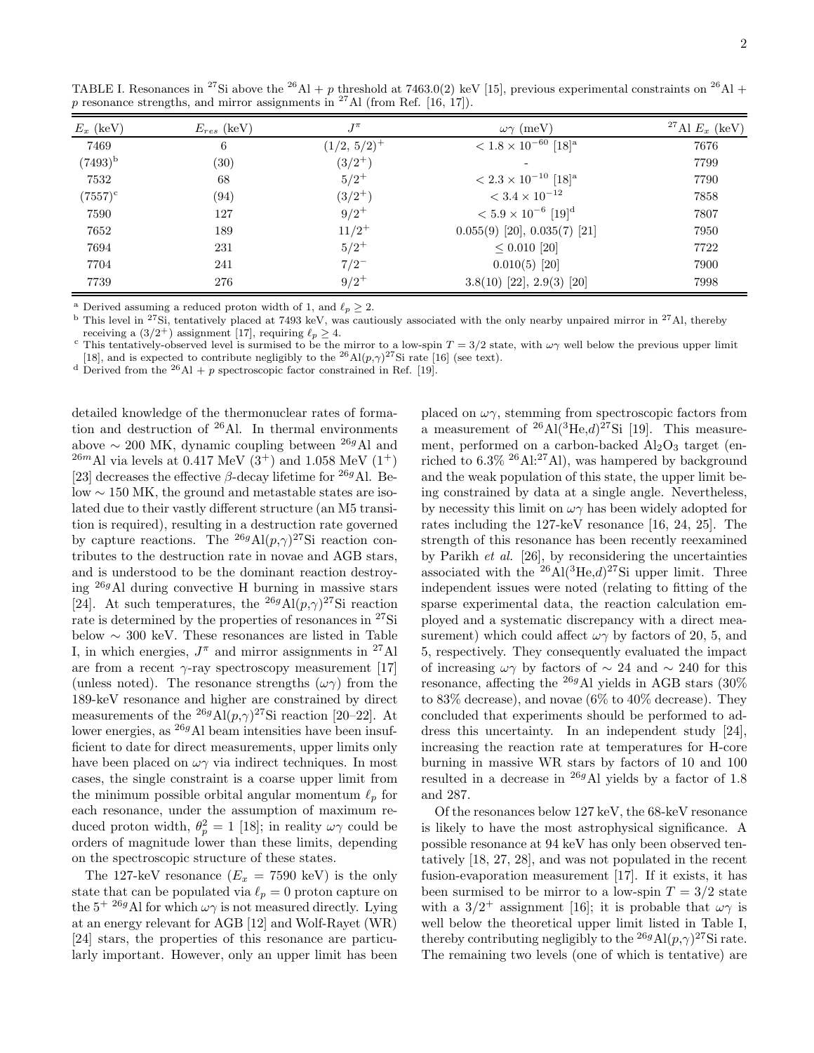TABLE I. Resonances in $^{27}$Si above the $^{26}$Al + $p$ threshold at 7463.0(2) keV [15], previous experimental constraints on $^{26}$Al + $p$ resonance strengths, and mirror assignments in $^{27}$Al (from Ref. [16, 17]).

| $E_x$ (keV) | $E_{res}$ (keV) | $J^\pi$ | $\omega\gamma$ (meV) | $^{27}$Al $E_x$ (keV) |
|---|---|---|---|---|
| 7469 | 6 | $(1/2, 5/2)^+$ | $< 1.8 \times 10^{-60}$ [18][a] | 7676 |
| (7493)[b] | (30) | $(3/2^+)$ | - | 7799 |
| 7532 | 68 | $5/2^+$ | $< 2.3 \times 10^{-10}$ [18][a] | 7790 |
| (7557)[c] | (94) | $(3/2^+)$ | $< 3.4 \times 10^{-12}$ | 7858 |
| 7590 | 127 | $9/2^+$ | $< 5.9 \times 10^{-6}$ [19][d] | 7807 |
| 7652 | 189 | $11/2^+$ | 0.055(9) [20], 0.035(7) [21] | 7950 |
| 7694 | 231 | $5/2^+$ | $\leq 0.010$ [20] | 7722 |
| 7704 | 241 | $7/2^-$ | 0.010(5) [20] | 7900 |
| 7739 | 276 | $9/2^+$ | 3.8(10) [22], 2.9(3) [20] | 7998 |

[a] Derived assuming a reduced proton width of 1, and $\ell_p \geq 2$.
[b] This level in $^{27}$Si, tentatively placed at 7493 keV, was cautiously associated with the only nearby unpaired mirror in $^{27}$Al, thereby receiving a $(3/2^+)$ assignment [17], requiring $\ell_p \geq 4$.
[c] This tentatively-observed level is surmised to be the mirror to a low-spin $T = 3/2$ state, with $\omega\gamma$ well below the previous upper limit [18], and is expected to contribute negligibly to the $^{26}$Al$(p,\gamma)^{27}$Si rate [16] (see text).
[d] Derived from the $^{26}$Al + $p$ spectroscopic factor constrained in Ref. [19].

detailed knowledge of the thermonuclear rates of formation and destruction of $^{26}$Al. In thermal environments above $\sim$ 200 MK, dynamic coupling between $^{26g}$Al and $^{26m}$Al via levels at 0.417 MeV $(3^+)$ and 1.058 MeV $(1^+)$ [23] decreases the effective $\beta$-decay lifetime for $^{26g}$Al. Below $\sim$ 150 MK, the ground and metastable states are isolated due to their vastly different structure (an M5 transition is required), resulting in a destruction rate governed by capture reactions. The $^{26g}$Al$(p,\gamma)^{27}$Si reaction contributes to the destruction rate in novae and AGB stars, and is understood to be the dominant reaction destroying $^{26g}$Al during convective H burning in massive stars [24]. At such temperatures, the $^{26g}$Al$(p,\gamma)^{27}$Si reaction rate is determined by the properties of resonances in $^{27}$Si below $\sim$ 300 keV. These resonances are listed in Table I, in which energies, $J^\pi$ and mirror assignments in $^{27}$Al are from a recent $\gamma$-ray spectroscopy measurement [17] (unless noted). The resonance strengths ($\omega\gamma$) from the 189-keV resonance and higher are constrained by direct measurements of the $^{26g}$Al$(p,\gamma)^{27}$Si reaction [20–22]. At lower energies, as $^{26g}$Al beam intensities have been insufficient to date for direct measurements, upper limits only have been placed on $\omega\gamma$ via indirect techniques. In most cases, the single constraint is a coarse upper limit from the minimum possible orbital angular momentum $\ell_p$ for each resonance, under the assumption of maximum reduced proton width, $\theta_p^2 = 1$ [18]; in reality $\omega\gamma$ could be orders of magnitude lower than these limits, depending on the spectroscopic structure of these states.

The 127-keV resonance ($E_x$ = 7590 keV) is the only state that can be populated via $\ell_p = 0$ proton capture on the $5^+$ $^{26g}$Al for which $\omega\gamma$ is not measured directly. Lying at an energy relevant for AGB [12] and Wolf-Rayet (WR) [24] stars, the properties of this resonance are particularly important. However, only an upper limit has been placed on $\omega\gamma$, stemming from spectroscopic factors from a measurement of $^{26}$Al($^3$He,$d$)$^{27}$Si [19]. This measurement, performed on a carbon-backed $Al_2O_3$ target (enriched to 6.3% $^{26}$Al:$^{27}$Al), was hampered by background and the weak population of this state, the upper limit being constrained by data at a single angle. Nevertheless, by necessity this limit on $\omega\gamma$ has been widely adopted for rates including the 127-keV resonance [16, 24, 25]. The strength of this resonance has been recently reexamined by Parikh *et al.* [26], by reconsidering the uncertainties associated with the $^{26}$Al($^3$He,$d$)$^{27}$Si upper limit. Three independent issues were noted (relating to fitting of the sparse experimental data, the reaction calculation employed and a systematic discrepancy with a direct measurement) which could affect $\omega\gamma$ by factors of 20, 5, and 5, respectively. They consequently evaluated the impact of increasing $\omega\gamma$ by factors of $\sim$ 24 and $\sim$ 240 for this resonance, affecting the $^{26g}$Al yields in AGB stars (30% to 83% decrease), and novae (6% to 40% decrease). They concluded that experiments should be performed to address this uncertainty. In an independent study [24], increasing the reaction rate at temperatures for H-core burning in massive WR stars by factors of 10 and 100 resulted in a decrease in $^{26g}$Al yields by a factor of 1.8 and 287.

Of the resonances below 127 keV, the 68-keV resonance is likely to have the most astrophysical significance. A possible resonance at 94 keV has only been observed tentatively [18, 27, 28], and was not populated in the recent fusion-evaporation measurement [17]. If it exists, it has been surmised to be mirror to a low-spin $T = 3/2$ state with a $3/2^+$ assignment [16]; it is probable that $\omega\gamma$ is well below the theoretical upper limit listed in Table I, thereby contributing negligibly to the $^{26g}$Al$(p,\gamma)^{27}$Si rate. The remaining two levels (one of which is tentative) are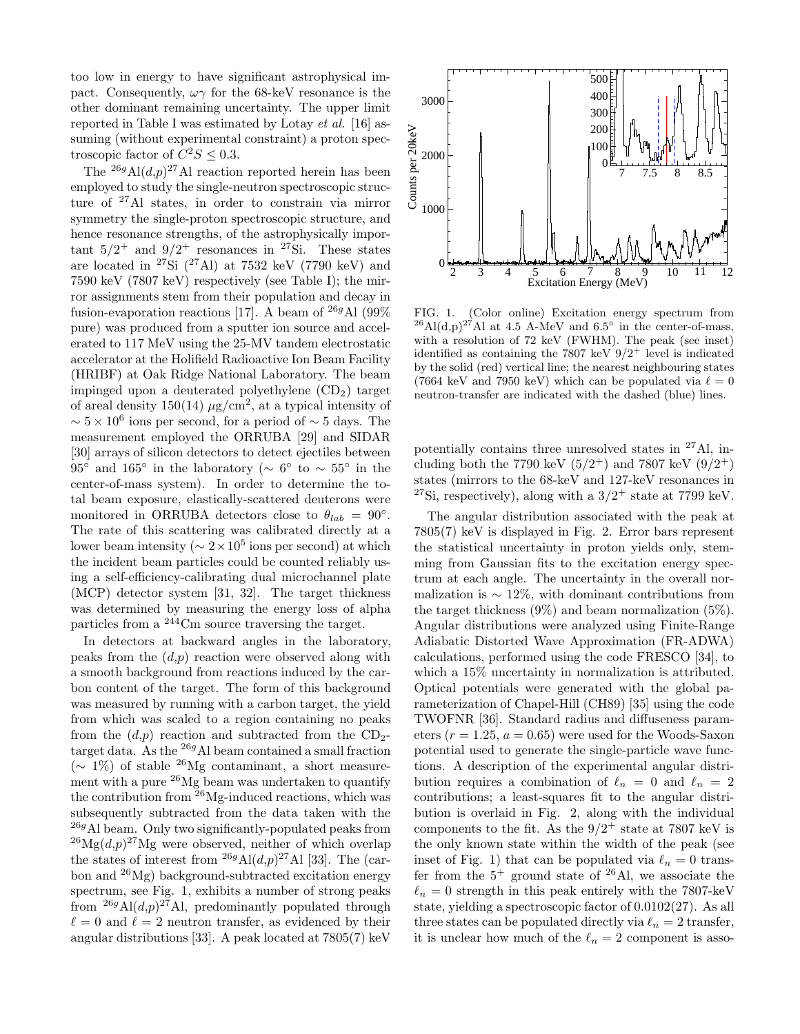too low in energy to have significant astrophysical impact. Consequently, $\omega\gamma$ for the 68-keV resonance is the other dominant remaining uncertainty. The upper limit reported in Table I was estimated by Lotay *et al.* [16] assuming (without experimental constraint) a proton spectroscopic factor of $C^2S \leq 0.3$.

The $^{26g}$Al$(d,p)^{27}$Al reaction reported herein has been employed to study the single-neutron spectroscopic structure of $^{27}$Al states, in order to constrain via mirror symmetry the single-proton spectroscopic structure, and hence resonance strengths, of the astrophysically important $5/2^+$ and $9/2^+$ resonances in $^{27}$Si. These states are located in $^{27}$Si ($^{27}$Al) at 7532 keV (7790 keV) and 7590 keV (7807 keV) respectively (see Table I); the mirror assignments stem from their population and decay in fusion-evaporation reactions [17]. A beam of $^{26g}$Al (99% pure) was produced from a sputter ion source and accelerated to 117 MeV using the 25-MV tandem electrostatic accelerator at the Holifield Radioactive Ion Beam Facility (HRIBF) at Oak Ridge National Laboratory. The beam impinged upon a deuterated polyethylene ($CD_2$) target of areal density 150(14) $\mu$g/cm$^2$, at a typical intensity of $\sim 5 \times 10^6$ ions per second, for a period of $\sim 5$ days. The measurement employed the ORRUBA [29] and SIDAR [30] arrays of silicon detectors to detect ejectiles between 95° and 165° in the laboratory ($\sim 6°$ to $\sim 55°$ in the center-of-mass system). In order to determine the total beam exposure, elastically-scattered deuterons were monitored in ORRUBA detectors close to $\theta_{lab} = 90°$. The rate of this scattering was calibrated directly at a lower beam intensity ($\sim 2 \times 10^5$ ions per second) at which the incident beam particles could be counted reliably using a self-efficiency-calibrating dual microchannel plate (MCP) detector system [31, 32]. The target thickness was determined by measuring the energy loss of alpha particles from a $^{244}$Cm source traversing the target.

In detectors at backward angles in the laboratory, peaks from the $(d,p)$ reaction were observed along with a smooth background from reactions induced by the carbon content of the target. The form of this background was measured by running with a carbon target, the yield from which was scaled to a region containing no peaks from the $(d,p)$ reaction and subtracted from the $CD_2$-target data. As the $^{26g}$Al beam contained a small fraction ($\sim 1\%$) of stable $^{26}$Mg contaminant, a short measurement with a pure $^{26}$Mg beam was undertaken to quantify the contribution from $^{26}$Mg-induced reactions, which was subsequently subtracted from the data taken with the $^{26g}$Al beam. Only two significantly-populated peaks from $^{26}$Mg$(d,p)^{27}$Mg were observed, neither of which overlap the states of interest from $^{26g}$Al$(d,p)^{27}$Al [33]. The (carbon and $^{26}$Mg) background-subtracted excitation energy spectrum, see Fig. 1, exhibits a number of strong peaks from $^{26g}$Al$(d,p)^{27}$Al, predominantly populated through $\ell = 0$ and $\ell = 2$ neutron transfer, as evidenced by their angular distributions [33]. A peak located at 7805(7) keV potentially contains three unresolved states in $^{27}$Al, including both the 7790 keV ($5/2^+$) and 7807 keV ($9/2^+$) states (mirrors to the 68-keV and 127-keV resonances in $^{27}$Si, respectively), along with a $3/2^+$ state at 7799 keV.

FIG. 1. (Color online) Excitation energy spectrum from $^{26}$Al(d,p)$^{27}$Al at 4.5 A-MeV and 6.5° in the center-of-mass, with a resolution of 72 keV (FWHM). The peak (see inset) identified as containing the 7807 keV $9/2^+$ level is indicated by the solid (red) vertical line; the nearest neighbouring states (7664 keV and 7950 keV) which can be populated via $\ell = 0$ neutron-transfer are indicated with the dashed (blue) lines.

The angular distribution associated with the peak at 7805(7) keV is displayed in Fig. 2. Error bars represent the statistical uncertainty in proton yields only, stemming from Gaussian fits to the excitation energy spectrum at each angle. The uncertainty in the overall normalization is $\sim 12\%$, with dominant contributions from the target thickness (9%) and beam normalization (5%). Angular distributions were analyzed using Finite-Range Adiabatic Distorted Wave Approximation (FR-ADWA) calculations, performed using the code FRESCO [34], to which a 15% uncertainty in normalization is attributed. Optical potentials were generated with the global parameterization of Chapel-Hill (CH89) [35] using the code TWOFNR [36]. Standard radius and diffuseness parameters ($r = 1.25$, $a = 0.65$) were used for the Woods-Saxon potential used to generate the single-particle wave functions. A description of the experimental angular distribution requires a combination of $\ell_n = 0$ and $\ell_n = 2$ contributions; a least-squares fit to the angular distribution is overlaid in Fig. 2, along with the individual components to the fit. As the $9/2^+$ state at 7807 keV is the only known state within the width of the peak (see inset of Fig. 1) that can be populated via $\ell_n = 0$ transfer from the $5^+$ ground state of $^{26}$Al, we associate the $\ell_n = 0$ strength in this peak entirely with the 7807-keV state, yielding a spectroscopic factor of 0.0102(27). As all three states can be populated directly via $\ell_n = 2$ transfer, it is unclear how much of the $\ell_n = 2$ component is asso-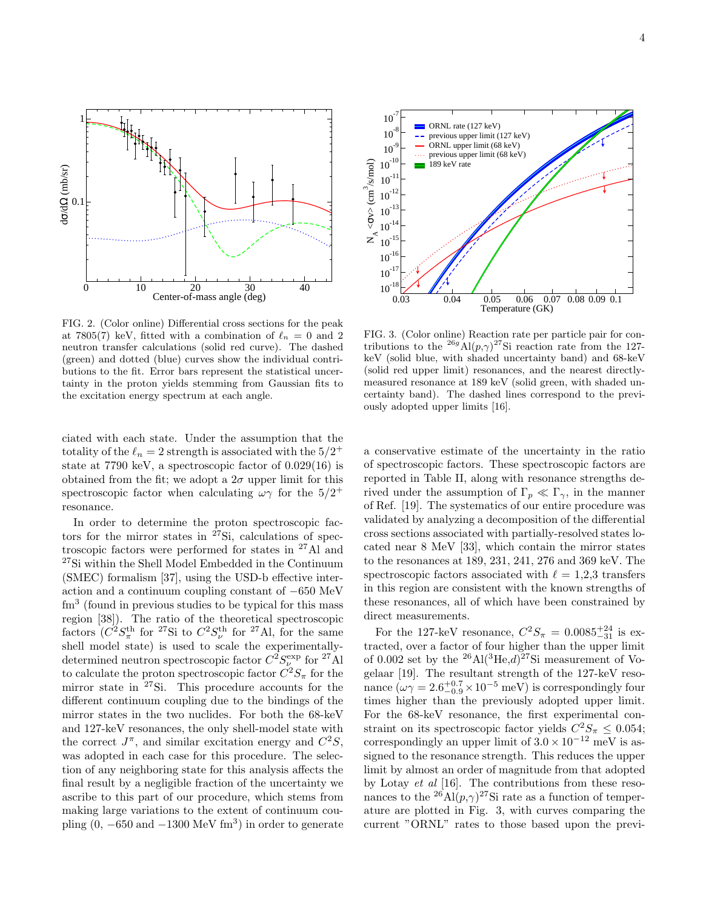FIG. 2. (Color online) Differential cross sections for the peak at 7805(7) keV, fitted with a combination of $\ell_n = 0$ and 2 neutron transfer calculations (solid red curve). The dashed (green) and dotted (blue) curves show the individual contributions to the fit. Error bars represent the statistical uncertainty in the proton yields stemming from Gaussian fits to the excitation energy spectrum at each angle.

FIG. 3. (Color online) Reaction rate per particle pair for contributions to the $^{26g}$Al$(p,\gamma)^{27}$Si reaction rate from the 127-keV (solid blue, with shaded uncertainty band) and 68-keV (solid red upper limit) resonances, and the nearest directly-measured resonance at 189 keV (solid green, with shaded uncertainty band). The dashed lines correspond to the previously adopted upper limits [16].

ciated with each state. Under the assumption that the totality of the $\ell_n = 2$ strength is associated with the $5/2^+$ state at 7790 keV, a spectroscopic factor of 0.029(16) is obtained from the fit; we adopt a $2\sigma$ upper limit for this spectroscopic factor when calculating $\omega\gamma$ for the $5/2^+$ resonance.

In order to determine the proton spectroscopic factors for the mirror states in $^{27}$Si, calculations of spectroscopic factors were performed for states in $^{27}$Al and $^{27}$Si within the Shell Model Embedded in the Continuum (SMEC) formalism [37], using the USD-b effective interaction and a continuum coupling constant of $-650$ MeV fm$^3$ (found in previous studies to be typical for this mass region [38]). The ratio of the theoretical spectroscopic factors ($C^2S_\pi^{\rm th}$ for $^{27}$Si to $C^2S_\nu^{\rm th}$ for $^{27}$Al, for the same shell model state) is used to scale the experimentally-determined neutron spectroscopic factor $C^2S_\nu^{\rm exp}$ for $^{27}$Al to calculate the proton spectroscopic factor $C^2S_\pi$ for the mirror state in $^{27}$Si. This procedure accounts for the different continuum coupling due to the bindings of the mirror states in the two nuclides. For both the 68-keV and 127-keV resonances, the only shell-model state with the correct $J^\pi$, and similar excitation energy and $C^2S$, was adopted in each case for this procedure. The selection of any neighboring state for this analysis affects the final result by a negligible fraction of the uncertainty we ascribe to this part of our procedure, which stems from making large variations to the extent of continuum coupling (0, $-650$ and $-1300$ MeV fm$^3$) in order to generate a conservative estimate of the uncertainty in the ratio of spectroscopic factors. These spectroscopic factors are reported in Table II, along with resonance strengths derived under the assumption of $\Gamma_p \ll \Gamma_\gamma$, in the manner of Ref. [19]. The systematics of our entire procedure was validated by analyzing a decomposition of the differential cross sections associated with partially-resolved states located near 8 MeV [33], which contain the mirror states to the resonances at 189, 231, 241, 276 and 369 keV. The spectroscopic factors associated with $\ell = 1$,2,3 transfers in this region are consistent with the known strengths of these resonances, all of which have been constrained by direct measurements.

For the 127-keV resonance, $C^2S_\pi = 0.0085^{+24}_{-31}$ is extracted, over a factor of four higher than the upper limit of 0.002 set by the $^{26}$Al$(^3$He$,d)^{27}$Si measurement of Vogelaar [19]. The resultant strength of the 127-keV resonance ($\omega\gamma = 2.6^{+0.7}_{-0.9} \times 10^{-5}$ meV) is correspondingly four times higher than the previously adopted upper limit. For the 68-keV resonance, the first experimental constraint on its spectroscopic factor yields $C^2S_\pi \leq 0.054$; correspondingly an upper limit of $3.0 \times 10^{-12}$ meV is assigned to the resonance strength. This reduces the upper limit by almost an order of magnitude from that adopted by Lotay *et al* [16]. The contributions from these resonances to the $^{26}$Al$(p,\gamma)^{27}$Si rate as a function of temperature are plotted in Fig. 3, with curves comparing the current "ORNL" rates to those based upon the previ-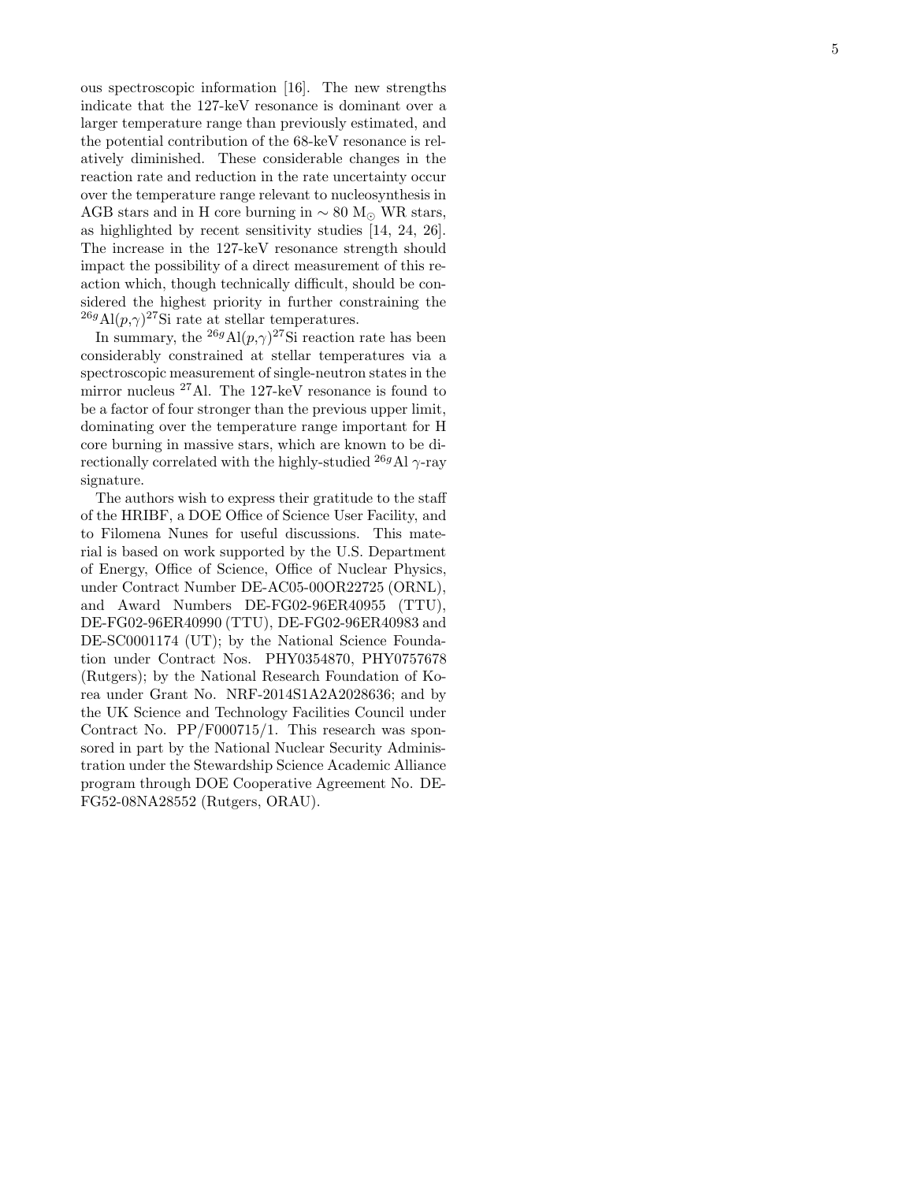ous spectroscopic information [16]. The new strengths indicate that the 127-keV resonance is dominant over a larger temperature range than previously estimated, and the potential contribution of the 68-keV resonance is relatively diminished. These considerable changes in the reaction rate and reduction in the rate uncertainty occur over the temperature range relevant to nucleosynthesis in AGB stars and in H core burning in $\sim 80$ $M_{\odot}$ WR stars, as highlighted by recent sensitivity studies [14, 24, 26]. The increase in the 127-keV resonance strength should impact the possibility of a direct measurement of this reaction which, though technically difficult, should be considered the highest priority in further constraining the $^{26g}$Al($p$,$\gamma$)$^{27}$Si rate at stellar temperatures.

In summary, the $^{26g}$Al($p$,$\gamma$)$^{27}$Si reaction rate has been considerably constrained at stellar temperatures via a spectroscopic measurement of single-neutron states in the mirror nucleus $^{27}$Al. The 127-keV resonance is found to be a factor of four stronger than the previous upper limit, dominating over the temperature range important for H core burning in massive stars, which are known to be directionally correlated with the highly-studied $^{26g}$Al $\gamma$-ray signature.

The authors wish to express their gratitude to the staff of the HRIBF, a DOE Office of Science User Facility, and to Filomena Nunes for useful discussions. This material is based on work supported by the U.S. Department of Energy, Office of Science, Office of Nuclear Physics, under Contract Number DE-AC05-00OR22725 (ORNL), and Award Numbers DE-FG02-96ER40955 (TTU), DE-FG02-96ER40990 (TTU), DE-FG02-96ER40983 and DE-SC0001174 (UT); by the National Science Foundation under Contract Nos. PHY0354870, PHY0757678 (Rutgers); by the National Research Foundation of Korea under Grant No. NRF-2014S1A2A2028636; and by the UK Science and Technology Facilities Council under Contract No. PP/F000715/1. This research was sponsored in part by the National Nuclear Security Administration under the Stewardship Science Academic Alliance program through DOE Cooperative Agreement No. DE-FG52-08NA28552 (Rutgers, ORAU).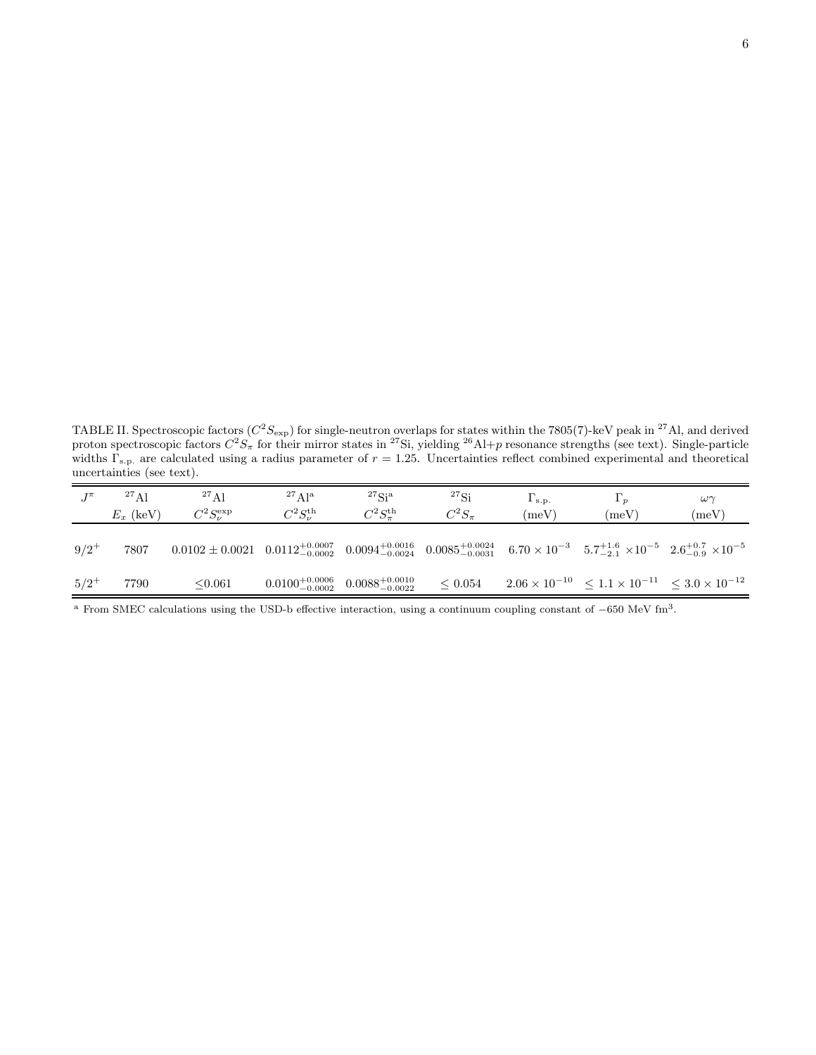TABLE II. Spectroscopic factors ($C^2S_{\rm exp}$) for single-neutron overlaps for states within the 7805(7)-keV peak in $^{27}$Al, and derived proton spectroscopic factors $C^2S_\pi$ for their mirror states in $^{27}$Si, yielding $^{26}$Al+$p$ resonance strengths (see text). Single-particle widths $\Gamma_{\rm s.p.}$ are calculated using a radius parameter of $r = 1.25$. Uncertainties reflect combined experimental and theoretical uncertainties (see text).

| $J^\pi$ | $^{27}$Al $E_x$ (keV) | $^{27}$Al $C^2S_\nu^{\rm exp}$ | $^{27}$Al[a] $C^2S_\nu^{\rm th}$ | $^{27}$Si[a] $C^2S_\pi^{\rm th}$ | $^{27}$Si $C^2S_\pi$ | $\Gamma_{\rm s.p.}$ (meV) | $\Gamma_p$ (meV) | $\omega\gamma$ (meV) |
|---|---|---|---|---|---|---|---|---|
| $9/2^+$ | 7807 | $0.0102 \pm 0.0021$ | $0.0112^{+0.0007}_{-0.0002}$ | $0.0094^{+0.0016}_{-0.0024}$ | $0.0085^{+0.0024}_{-0.0031}$ | $6.70 \times 10^{-3}$ | $5.7^{+1.6}_{-2.1} \times 10^{-5}$ | $2.6^{+0.7}_{-0.9} \times 10^{-5}$ |
| $5/2^+$ | 7790 | $\leq 0.061$ | $0.0100^{+0.0006}_{-0.0002}$ | $0.0088^{+0.0010}_{-0.0022}$ | $\leq 0.054$ | $2.06 \times 10^{-10}$ | $\leq 1.1 \times 10^{-11}$ | $\leq 3.0 \times 10^{-12}$ |

[a] From SMEC calculations using the USD-b effective interaction, using a continuum coupling constant of $-650$ MeV fm$^3$.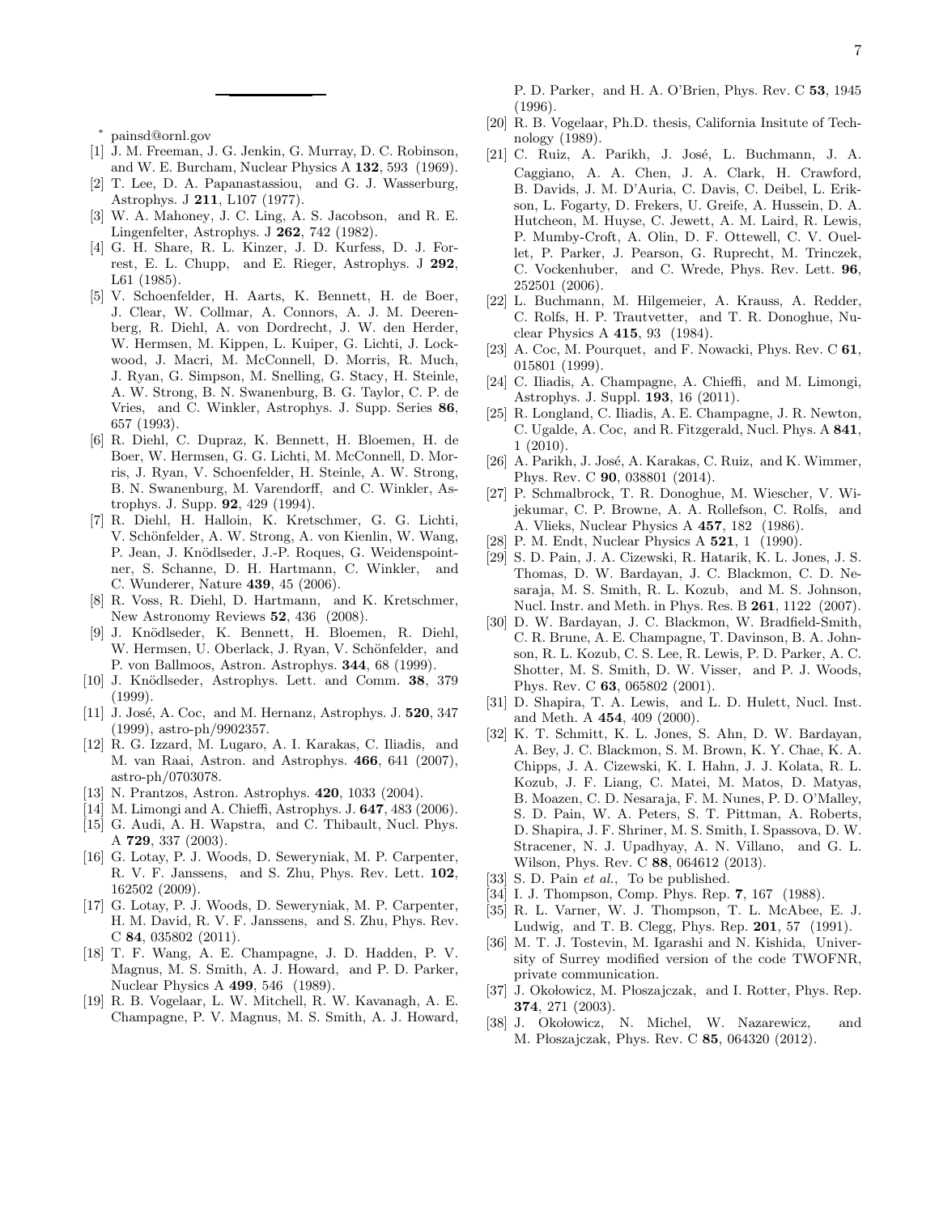* painsd@ornl.gov

[1] J. M. Freeman, J. G. Jenkin, G. Murray, D. C. Robinson, and W. E. Burcham, Nuclear Physics A **132**, 593 (1969).
[2] T. Lee, D. A. Papanastassiou, and G. J. Wasserburg, Astrophys. J **211**, L107 (1977).
[3] W. A. Mahoney, J. C. Ling, A. S. Jacobson, and R. E. Lingenfelter, Astrophys. J **262**, 742 (1982).
[4] G. H. Share, R. L. Kinzer, J. D. Kurfess, D. J. Forrest, E. L. Chupp, and E. Rieger, Astrophys. J **292**, L61 (1985).
[5] V. Schoenfelder, H. Aarts, K. Bennett, H. de Boer, J. Clear, W. Collmar, A. Connors, A. J. M. Deerenberg, R. Diehl, A. von Dordrecht, J. W. den Herder, W. Hermsen, M. Kippen, L. Kuiper, G. Lichti, J. Lockwood, J. Macri, M. McConnell, D. Morris, R. Much, J. Ryan, G. Simpson, M. Snelling, G. Stacy, H. Steinle, A. W. Strong, B. N. Swanenburg, B. G. Taylor, C. P. de Vries, and C. Winkler, Astrophys. J. Supp. Series **86**, 657 (1993).
[6] R. Diehl, C. Dupraz, K. Bennett, H. Bloemen, H. de Boer, W. Hermsen, G. G. Lichti, M. McConnell, D. Morris, J. Ryan, V. Schoenfelder, H. Steinle, A. W. Strong, B. N. Swanenburg, M. Varendorff, and C. Winkler, Astrophys. J. Supp. **92**, 429 (1994).
[7] R. Diehl, H. Halloin, K. Kretschmer, G. G. Lichti, V. Schönfelder, A. W. Strong, A. von Kienlin, W. Wang, P. Jean, J. Knödlseder, J.-P. Roques, G. Weidenspointner, S. Schanne, D. H. Hartmann, C. Winkler, and C. Wunderer, Nature **439**, 45 (2006).
[8] R. Voss, R. Diehl, D. Hartmann, and K. Kretschmer, New Astronomy Reviews **52**, 436 (2008).
[9] J. Knödlseder, K. Bennett, H. Bloemen, R. Diehl, W. Hermsen, U. Oberlack, J. Ryan, V. Schönfelder, and P. von Ballmoos, Astron. Astrophys. **344**, 68 (1999).
[10] J. Knödlseder, Astrophys. Lett. and Comm. **38**, 379 (1999).
[11] J. José, A. Coc, and M. Hernanz, Astrophys. J. **520**, 347 (1999), astro-ph/9902357.
[12] R. G. Izzard, M. Lugaro, A. I. Karakas, C. Iliadis, and M. van Raai, Astron. and Astrophys. **466**, 641 (2007), astro-ph/0703078.
[13] N. Prantzos, Astron. Astrophys. **420**, 1033 (2004).
[14] M. Limongi and A. Chieffi, Astrophys. J. **647**, 483 (2006).
[15] G. Audi, A. H. Wapstra, and C. Thibault, Nucl. Phys. A **729**, 337 (2003).
[16] G. Lotay, P. J. Woods, D. Seweryniak, M. P. Carpenter, R. V. F. Janssens, and S. Zhu, Phys. Rev. Lett. **102**, 162502 (2009).
[17] G. Lotay, P. J. Woods, D. Seweryniak, M. P. Carpenter, H. M. David, R. V. F. Janssens, and S. Zhu, Phys. Rev. C **84**, 035802 (2011).
[18] T. F. Wang, A. E. Champagne, J. D. Hadden, P. V. Magnus, M. S. Smith, A. J. Howard, and P. D. Parker, Nuclear Physics A **499**, 546 (1989).
[19] R. B. Vogelaar, L. W. Mitchell, R. W. Kavanagh, A. E. Champagne, P. V. Magnus, M. S. Smith, A. J. Howard, P. D. Parker, and H. A. O'Brien, Phys. Rev. C **53**, 1945 (1996).
[20] R. B. Vogelaar, Ph.D. thesis, California Insitute of Technology (1989).
[21] C. Ruiz, A. Parikh, J. José, L. Buchmann, J. A. Caggiano, A. A. Chen, J. A. Clark, H. Crawford, B. Davids, J. M. D'Auria, C. Davis, C. Deibel, L. Erikson, L. Fogarty, D. Frekers, U. Greife, A. Hussein, D. A. Hutcheon, M. Huyse, C. Jewett, A. M. Laird, R. Lewis, P. Mumby-Croft, A. Olin, D. F. Ottewell, C. V. Ouellet, P. Parker, J. Pearson, G. Ruprecht, M. Trinczek, C. Vockenhuber, and C. Wrede, Phys. Rev. Lett. **96**, 252501 (2006).
[22] L. Buchmann, M. Hilgemeier, A. Krauss, A. Redder, C. Rolfs, H. P. Trautvetter, and T. R. Donoghue, Nuclear Physics A **415**, 93 (1984).
[23] A. Coc, M. Pourquet, and F. Nowacki, Phys. Rev. C **61**, 015801 (1999).
[24] C. Iliadis, A. Champagne, A. Chieffi, and M. Limongi, Astrophys. J. Suppl. **193**, 16 (2011).
[25] R. Longland, C. Iliadis, A. E. Champagne, J. R. Newton, C. Ugalde, A. Coc, and R. Fitzgerald, Nucl. Phys. A **841**, 1 (2010).
[26] A. Parikh, J. José, A. Karakas, C. Ruiz, and K. Wimmer, Phys. Rev. C **90**, 038801 (2014).
[27] P. Schmalbrock, T. R. Donoghue, M. Wiescher, V. Wijekumar, C. P. Browne, A. A. Rollefson, C. Rolfs, and A. Vlieks, Nuclear Physics A **457**, 182 (1986).
[28] P. M. Endt, Nuclear Physics A **521**, 1 (1990).
[29] S. D. Pain, J. A. Cizewski, R. Hatarik, K. L. Jones, J. S. Thomas, D. W. Bardayan, J. C. Blackmon, C. D. Nesaraja, M. S. Smith, R. L. Kozub, and M. S. Johnson, Nucl. Instr. and Meth. in Phys. Res. B **261**, 1122 (2007).
[30] D. W. Bardayan, J. C. Blackmon, W. Bradfield-Smith, C. R. Brune, A. E. Champagne, T. Davinson, B. A. Johnson, R. L. Kozub, C. S. Lee, R. Lewis, P. D. Parker, A. C. Shotter, M. S. Smith, D. W. Visser, and P. J. Woods, Phys. Rev. C **63**, 065802 (2001).
[31] D. Shapira, T. A. Lewis, and L. D. Hulett, Nucl. Inst. and Meth. A **454**, 409 (2000).
[32] K. T. Schmitt, K. L. Jones, S. Ahn, D. W. Bardayan, A. Bey, J. C. Blackmon, S. M. Brown, K. Y. Chae, K. A. Chipps, J. A. Cizewski, K. I. Hahn, J. J. Kolata, R. L. Kozub, J. F. Liang, C. Matei, M. Matos, D. Matyas, B. Moazen, C. D. Nesaraja, F. M. Nunes, P. D. O'Malley, S. D. Pain, W. A. Peters, S. T. Pittman, A. Roberts, D. Shapira, J. F. Shriner, M. S. Smith, I. Spassova, D. W. Stracener, N. J. Upadhyay, A. N. Villano, and G. L. Wilson, Phys. Rev. C **88**, 064612 (2013).
[33] S. D. Pain *et al.*, To be published.
[34] I. J. Thompson, Comp. Phys. Rep. **7**, 167 (1988).
[35] R. L. Varner, W. J. Thompson, T. L. McAbee, E. J. Ludwig, and T. B. Clegg, Phys. Rep. **201**, 57 (1991).
[36] M. T. J. Tostevin, M. Igarashi and N. Kishida, University of Surrey modified version of the code TWOFNR, private communication.
[37] J. Okołowicz, M. Płoszajczak, and I. Rotter, Phys. Rep. **374**, 271 (2003).
[38] J. Okołowicz, N. Michel, W. Nazarewicz, and M. Płoszajczak, Phys. Rev. C **85**, 064320 (2012).